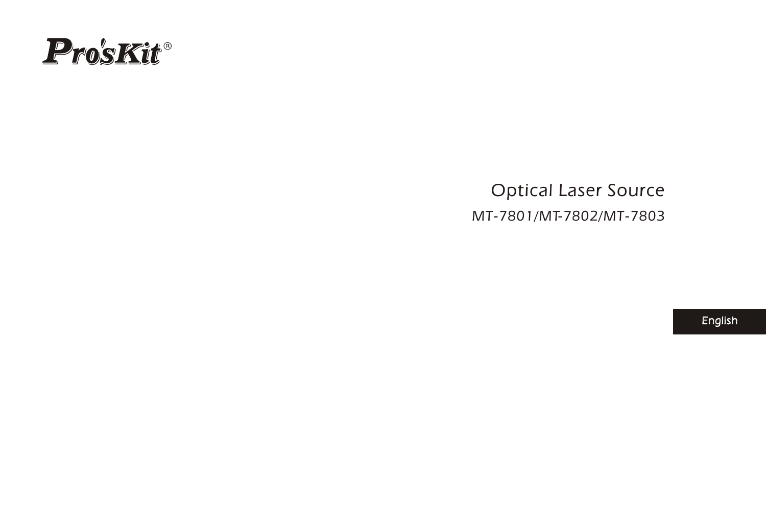Pro'sKit®

# Optical Laser Source

## MT-7801/MT-7802/MT-7803

English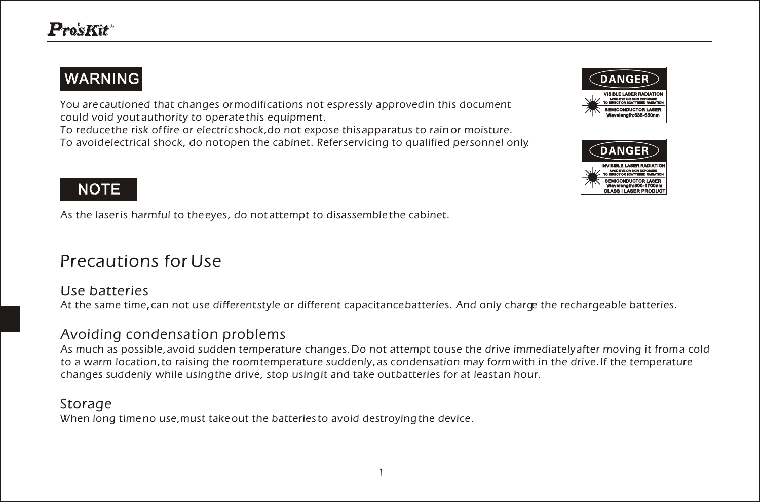## WARNING

You are cautioned that changes or modifications not espressly approved in this document could void yout authority to operate this equipment.
To reduce the risk of fire or electric shock, do not expose this apparatus to rain or moisture.
To avoid electrical shock, do not open the cabinet. Refer servicing to qualified personnel only.

**DANGER**
VISIBLE LASER RADIATION
AVOD EYE OR SKIN EXPOSURE TO DIRECT OR SCATTERED RADIATION
SEMICONDUCTOR LASER
Wavelength:635-650nm

**DANGER**
INVISIBLE LASER RADIATION
AVOD EYE OR SKIN EXPOSURE TO DIRECT OR SCATTERED RADIATION
SEMICONDUCTOR LASER
Wavelength:800-1700nm
CLASS I LASER PRODUCT

## NOTE

As the laser is harmful to the eyes, do not attempt to disassemble the cabinet.

# Precautions for Use

## Use batteries

At the same time, can not use different style or different capacitance batteries. And only charge the rechargeable batteries.

## Avoiding condensation problems

As much as possible, avoid sudden temperature changes. Do not attempt to use the drive immediately after moving it from a cold to a warm location, to raising the room temperature suddenly, as condensation may form with in the drive. If the temperature changes suddenly while using the drive, stop using it and take out batteries for at least an hour.

## Storage

When long time no use, must take out the batteries to avoid destroying the device.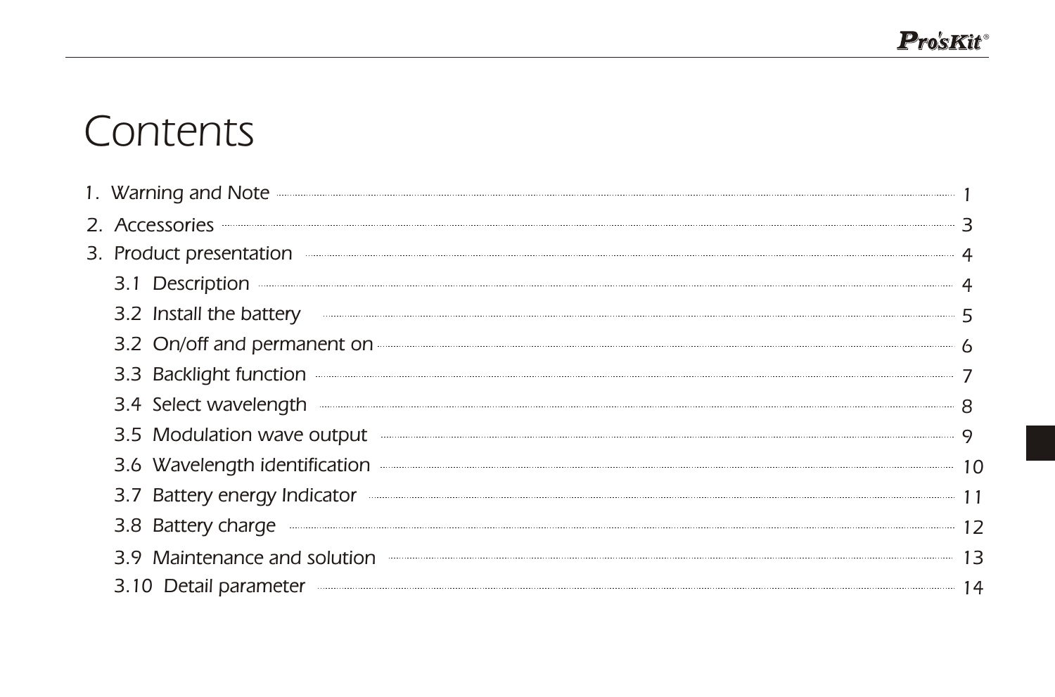# Contents

1. Warning and Note ........ 1
2. Accessories ........ 3
3. Product presentation ........ 4
    - 3.1 Description ........ 4
    - 3.2 Install the battery ........ 5
    - 3.2 On/off and permanent on ........ 6
    - 3.3 Backlight function ........ 7
    - 3.4 Select wavelength ........ 8
    - 3.5 Modulation wave output ........ 9
    - 3.6 Wavelength identification ........ 10
    - 3.7 Battery energy Indicator ........ 11
    - 3.8 Battery charge ........ 12
    - 3.9 Maintenance and solution ........ 13
    - 3.10 Detail parameter ........ 14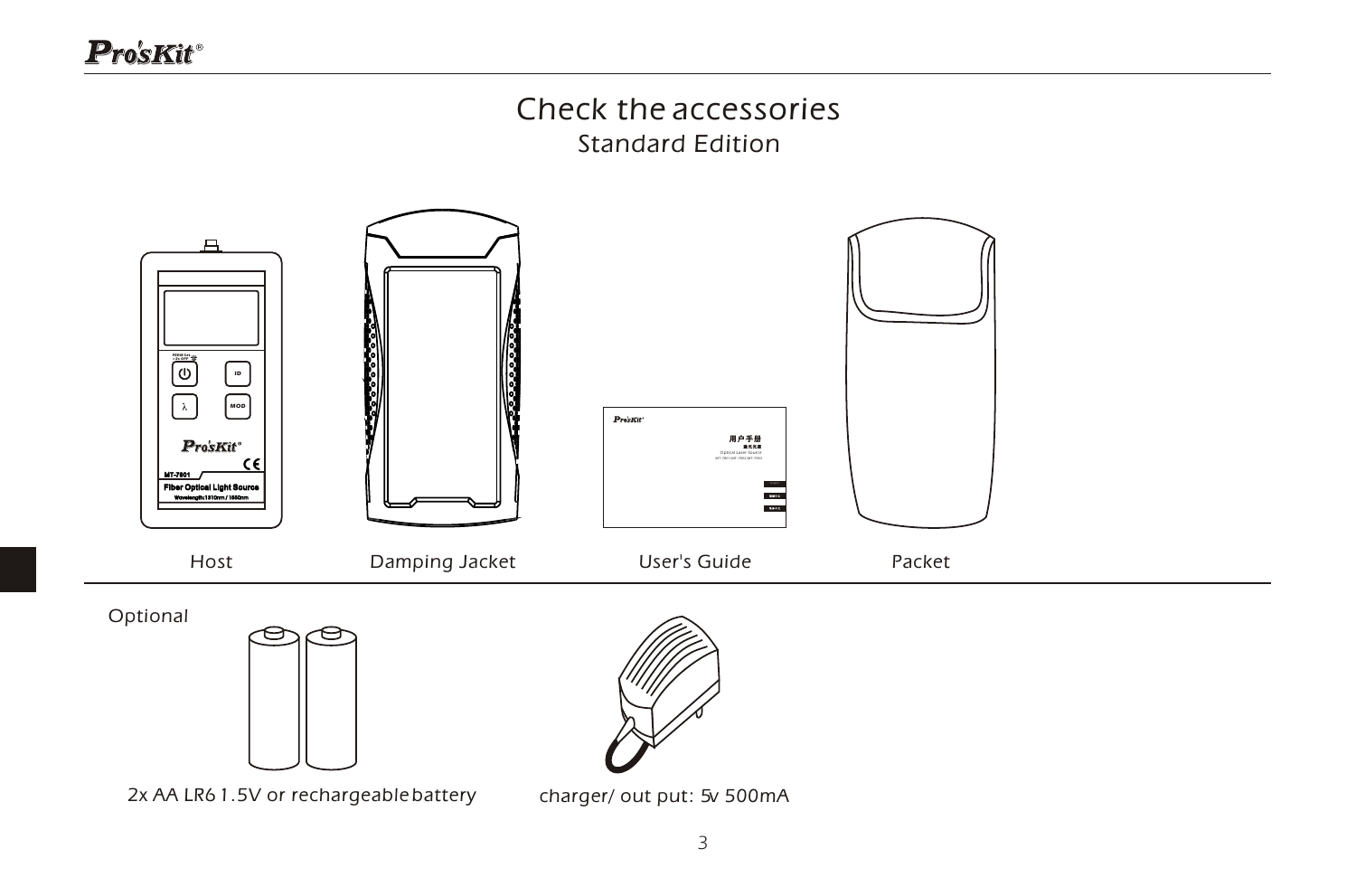# Check the accessories

## Standard Edition

Host

Damping Jacket

User's Guide

Packet

Optional

2x AA LR6 1.5V or rechargeable battery

charger/ out put: 5v 500mA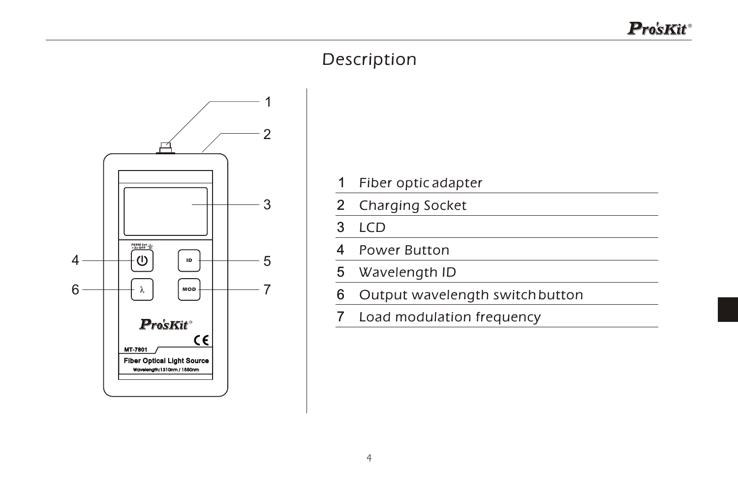# Description

| | |
|---|---|
| 1 | Fiber optic adapter |
| 2 | Charging Socket |
| 3 | LCD |
| 4 | Power Button |
| 5 | Wavelength ID |
| 6 | Output wavelength switch button |
| 7 | Load modulation frequency |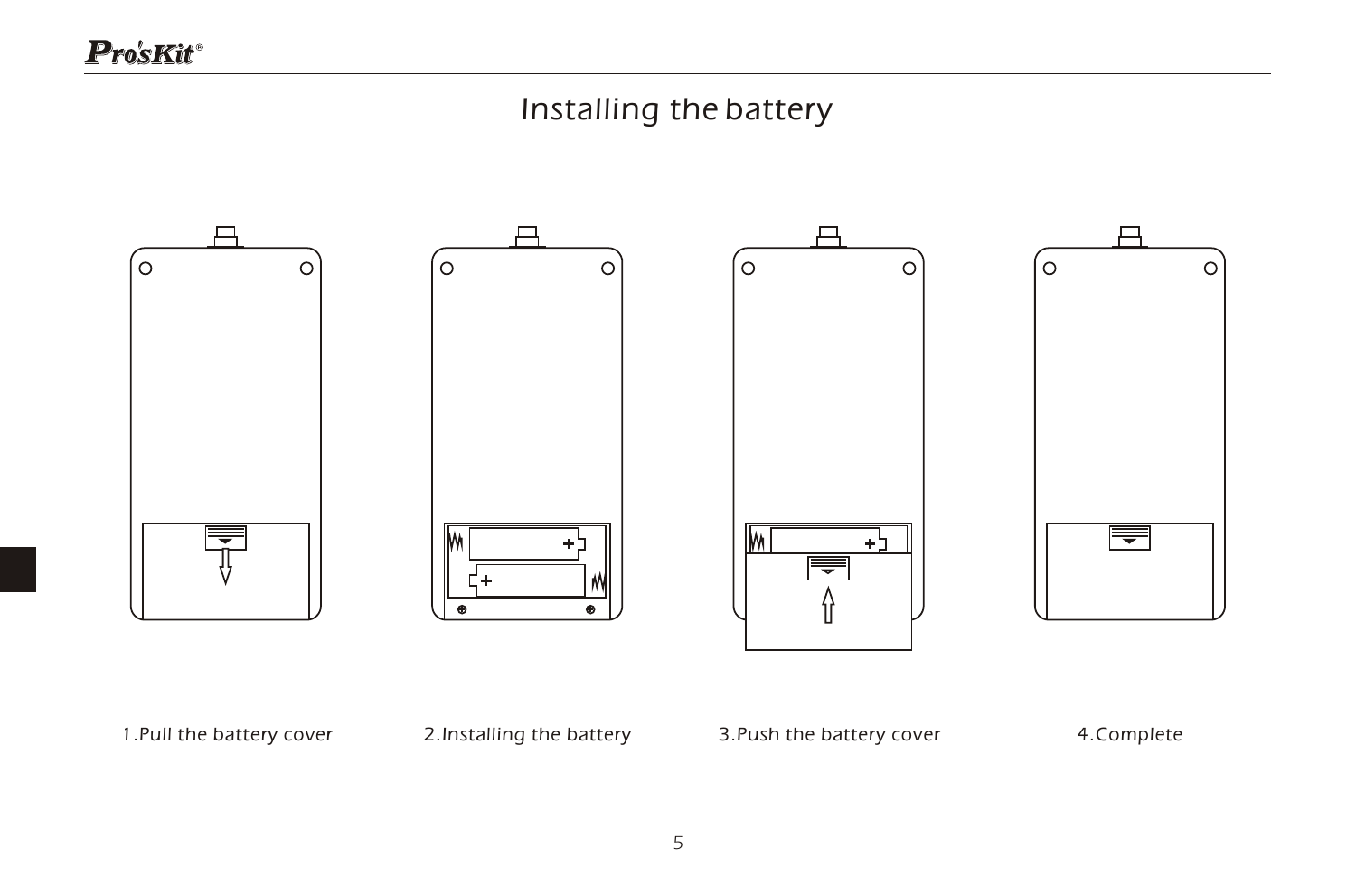# Installing the battery

1.Pull the battery cover

2.Installing the battery

3.Push the battery cover

4.Complete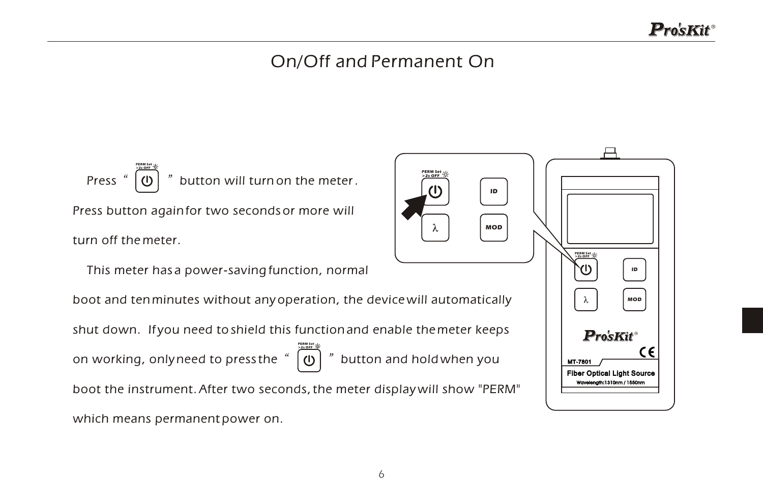# On/Off and Permanent On

Press “ ⏻ ” button will turn on the meter. Press button again for two seconds or more will turn off the meter.

This meter has a power-saving function, normal boot and ten minutes without any operation, the device will automatically shut down. If you need to shield this function and enable the meter keeps on working, only need to press the “ ⏻ ” button and hold when you boot the instrument. After two seconds, the meter display will show "PERM" which means permanent power on.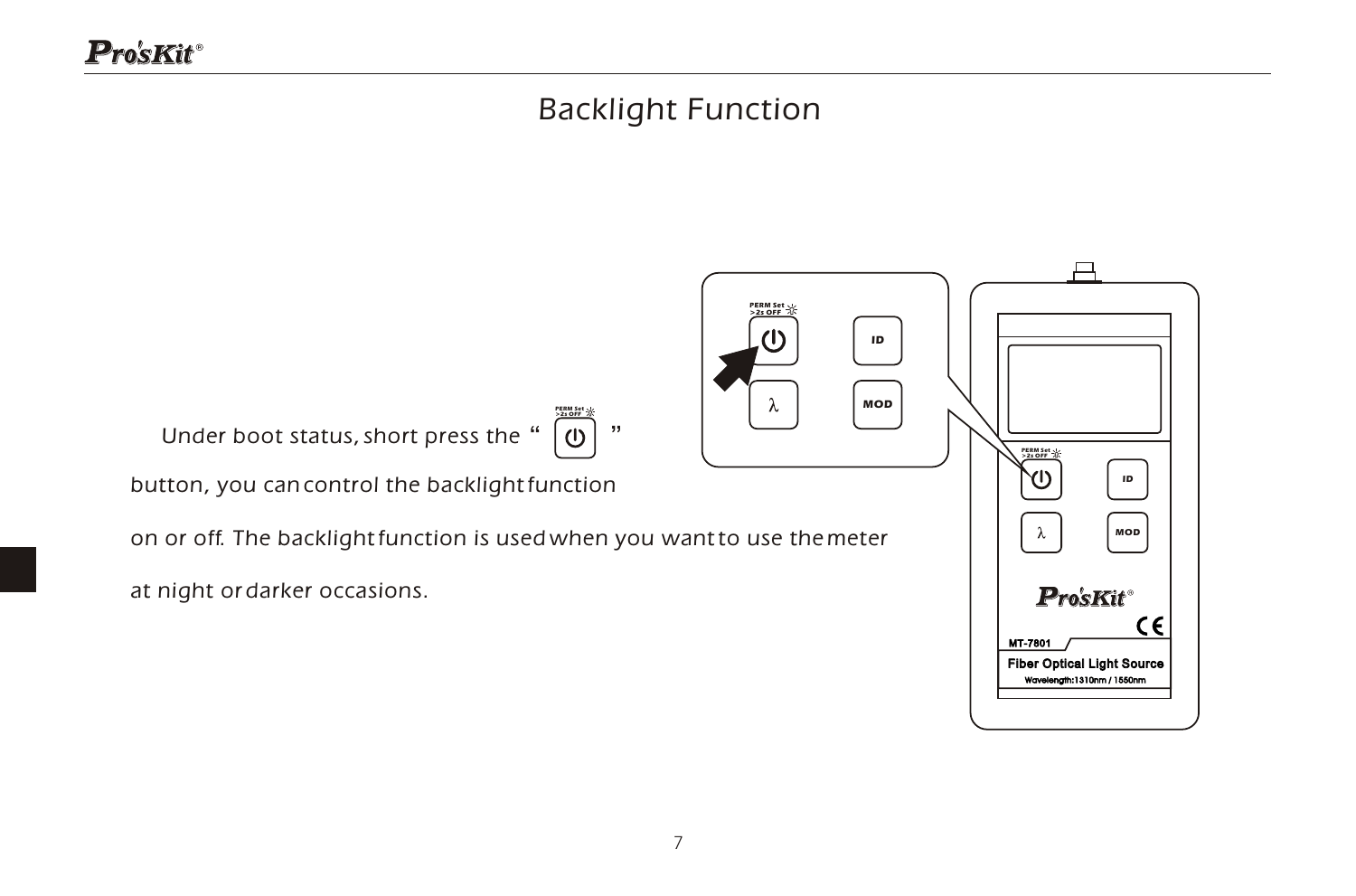# Backlight Function

Under boot status, short press the " ⏻ " button, you can control the backlight function on or off. The backlight function is used when you want to use the meter at night or darker occasions.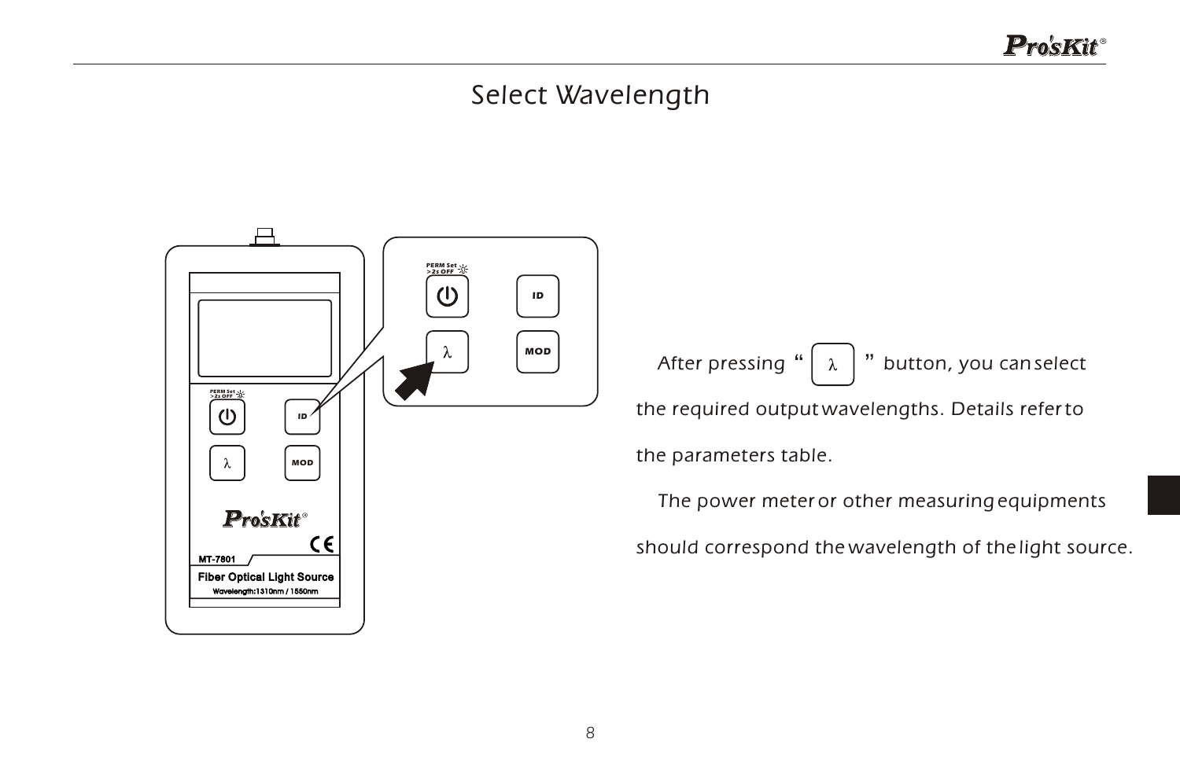# Select Wavelength

After pressing "λ" button, you can select the required output wavelengths. Details refer to the parameters table.

The power meter or other measuring equipments should correspond the wavelength of the light source.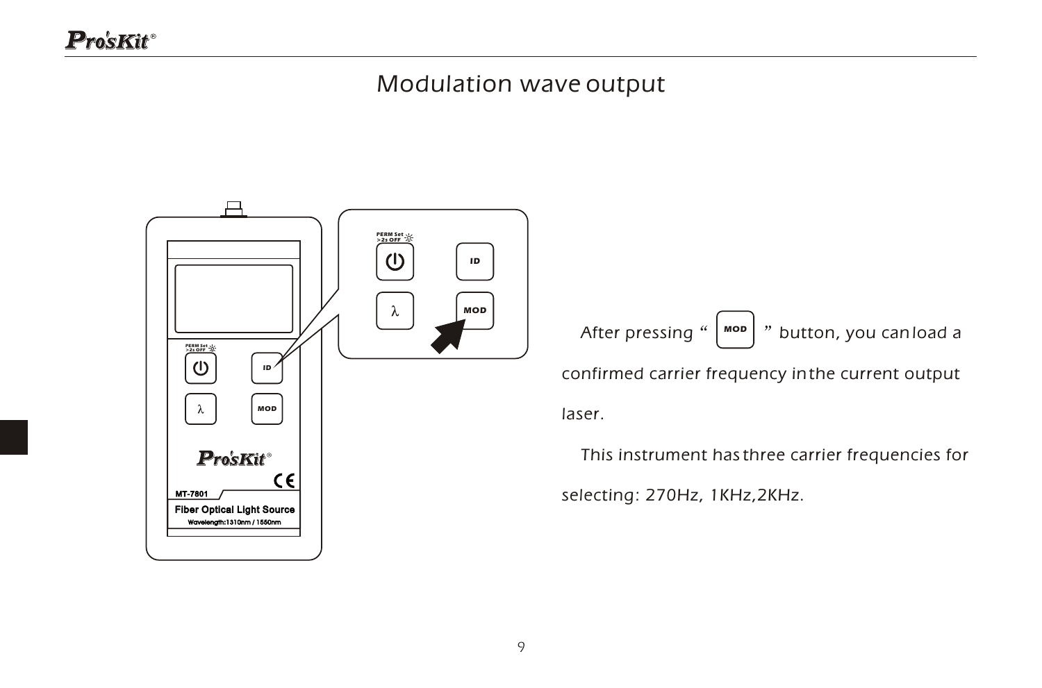# Modulation wave output

After pressing " MOD " button, you can load a confirmed carrier frequency in the current output laser.

This instrument has three carrier frequencies for selecting: 270Hz, 1KHz,2KHz.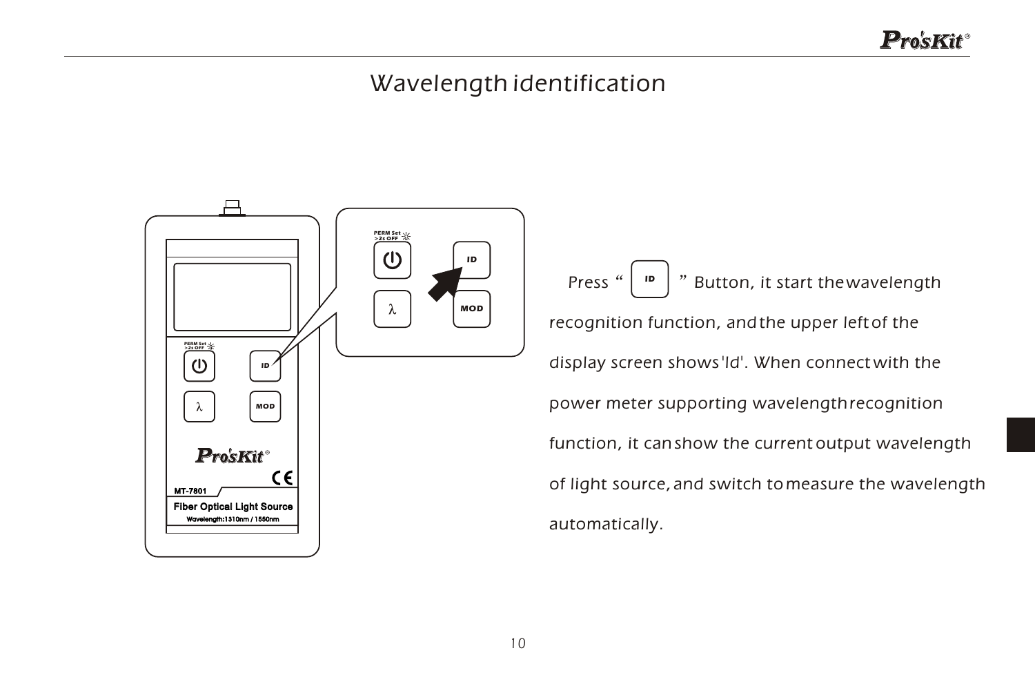# Wavelength identification

Press " ID " Button, it start the wavelength recognition function, and the upper left of the display screen shows 'Id'. When connect with the power meter supporting wavelength recognition function, it can show the current output wavelength of light source, and switch to measure the wavelength automatically.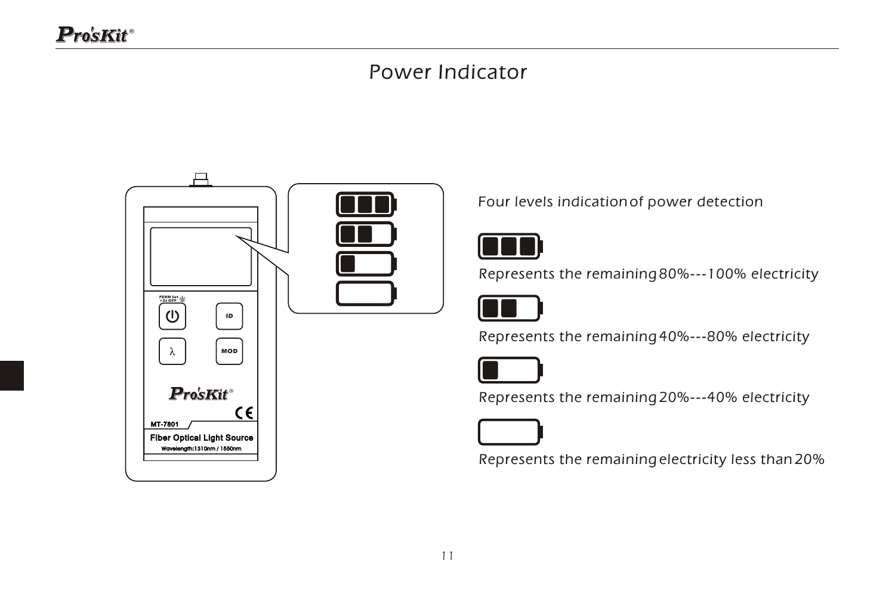# Power Indicator

Four levels indication of power detection

Represents the remaining 80%---100% electricity

Represents the remaining 40%---80% electricity

Represents the remaining 20%---40% electricity

Represents the remaining electricity less than 20%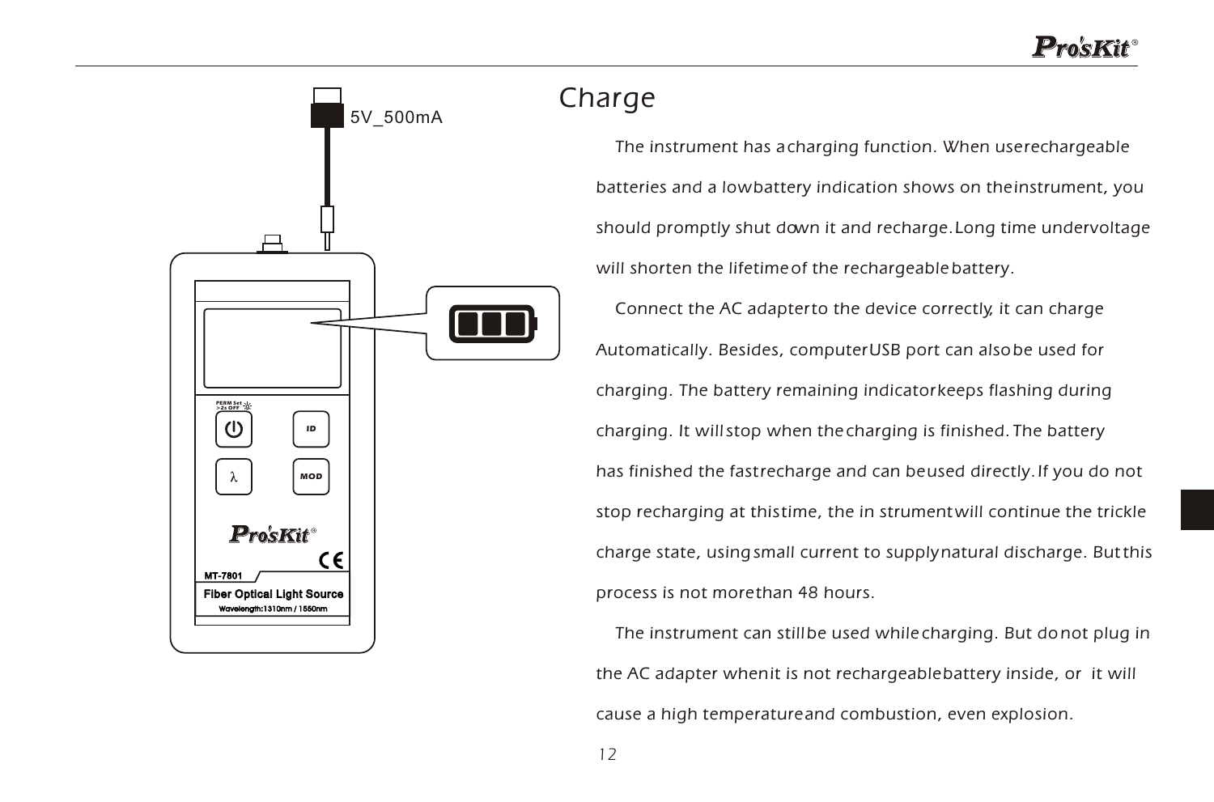# Charge

The instrument has a charging function. When use rechargeable batteries and a low battery indication shows on the instrument, you should promptly shut down it and recharge. Long time undervoltage will shorten the lifetime of the rechargeable battery.

Connect the AC adapter to the device correctly, it can charge Automatically. Besides, computer USB port can also be used for charging. The battery remaining indicator keeps flashing during charging. It will stop when the charging is finished. The battery has finished the fast recharge and can be used directly. If you do not stop recharging at this time, the in strument will continue the trickle charge state, using small current to supply natural discharge. But this process is not more than 48 hours.

The instrument can still be used while charging. But do not plug in the AC adapter when it is not rechargeable battery inside, or it will cause a high temperature and combustion, even explosion.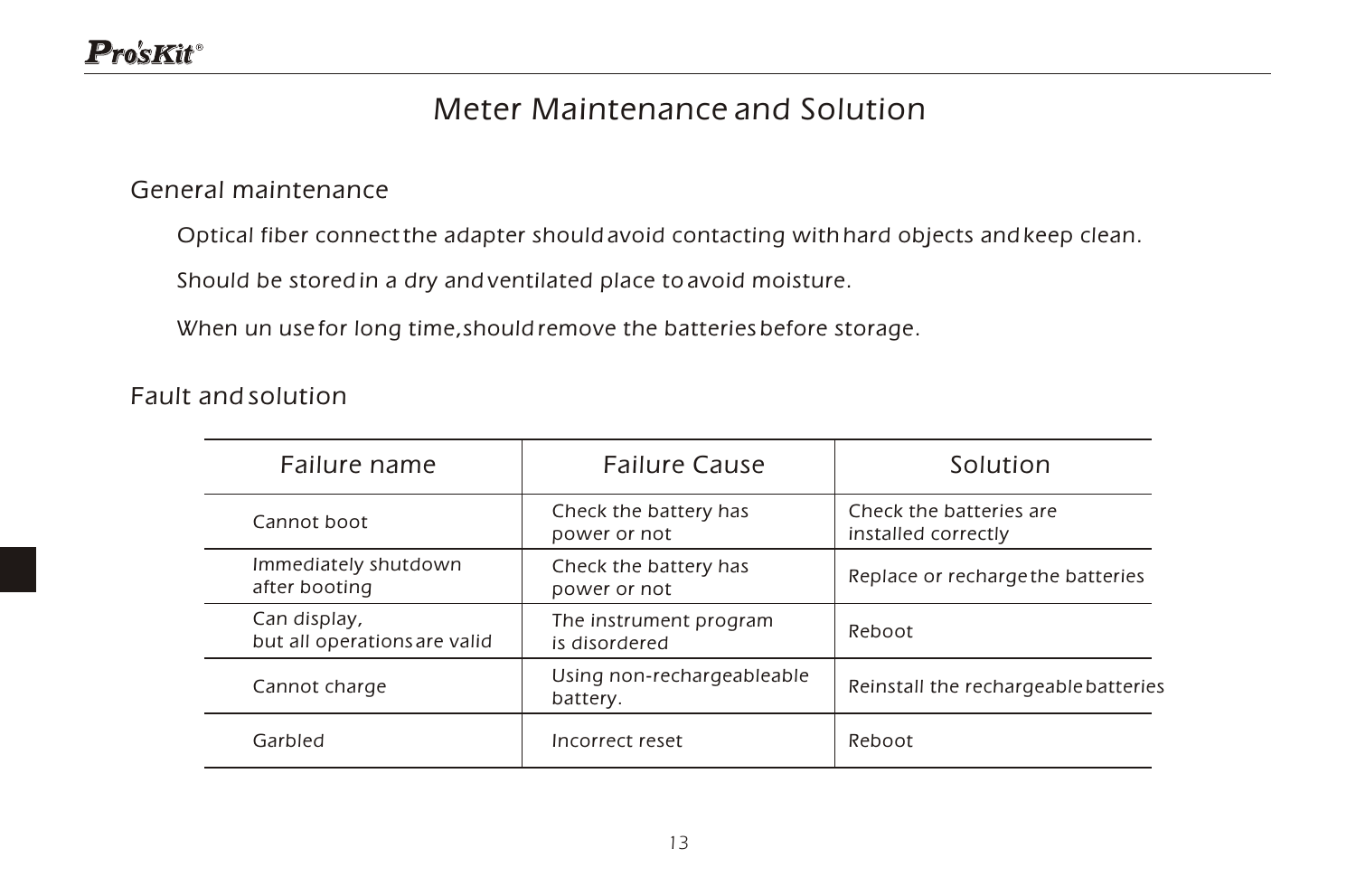# Meter Maintenance and Solution

## General maintenance

Optical fiber connect the adapter should avoid contacting with hard objects and keep clean.

Should be stored in a dry and ventilated place to avoid moisture.

When un use for long time, should remove the batteries before storage.

## Fault and solution

| Failure name | Failure Cause | Solution |
|---|---|---|
| Cannot boot | Check the battery has power or not | Check the batteries are installed correctly |
| Immediately shutdown after booting | Check the battery has power or not | Replace or recharge the batteries |
| Can display, but all operations are valid | The instrument program is disordered | Reboot |
| Cannot charge | Using non-rechargeableable battery. | Reinstall the rechargeable batteries |
| Garbled | Incorrect reset | Reboot |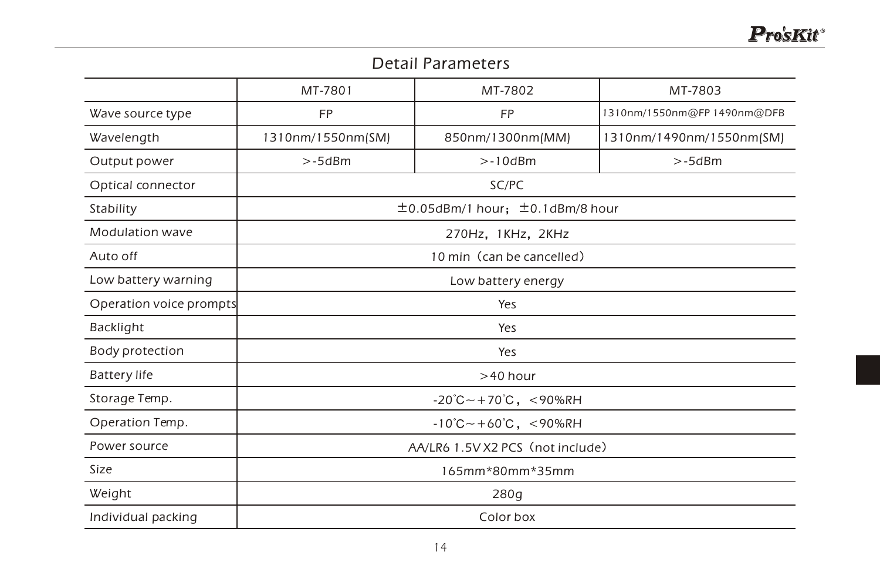# Detail Parameters

| | MT-7801 | MT-7802 | MT-7803 |
|---|---|---|---|
| Wave source type | FP | FP | 1310nm/1550nm@FP 1490nm@DFB |
| Wavelength | 1310nm/1550nm(SM) | 850nm/1300nm(MM) | 1310nm/1490nm/1550nm(SM) |
| Output power | >-5dBm | >-10dBm | >-5dBm |
| Optical connector | SC/PC | | |
| Stability | ±0.05dBm/1 hour；±0.1dBm/8 hour | | |
| Modulation wave | 270Hz，1KHz，2KHz | | |
| Auto off | 10 min（can be cancelled） | | |
| Low battery warning | Low battery energy | | |
| Operation voice prompts | Yes | | |
| Backlight | Yes | | |
| Body protection | Yes | | |
| Battery life | >40 hour | | |
| Storage Temp. | -20℃～+70℃，<90%RH | | |
| Operation Temp. | -10℃～+60℃，<90%RH | | |
| Power source | AA/LR6 1.5V X2 PCS（not include） | | |
| Size | 165mm*80mm*35mm | | |
| Weight | 280g | | |
| Individual packing | Color box | | |